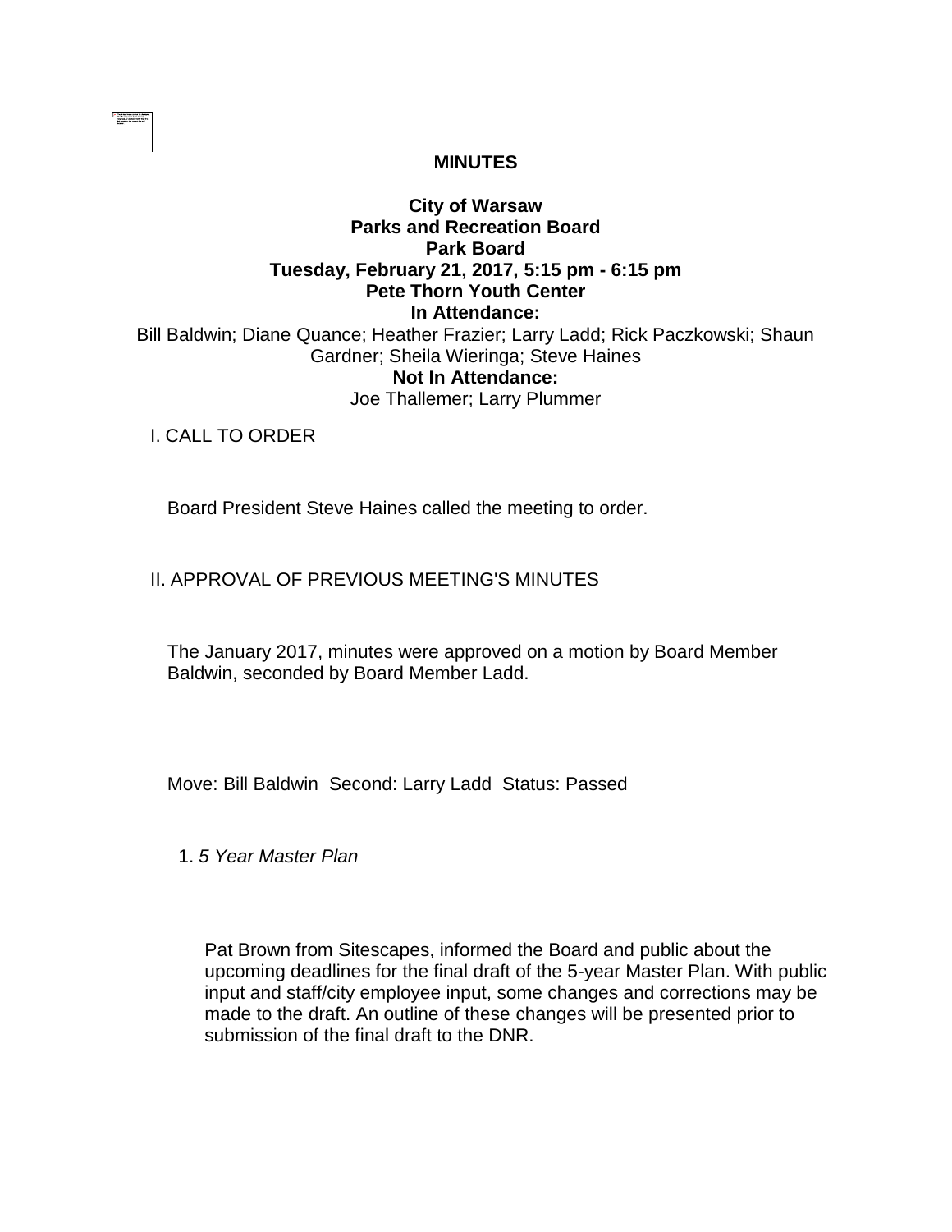**MINUTES**

**City of Warsaw**
**Parks and Recreation Board**
**Park Board**
**Tuesday, February 21, 2017, 5:15 pm - 6:15 pm**
**Pete Thorn Youth Center**
**In Attendance:**
Bill Baldwin; Diane Quance; Heather Frazier; Larry Ladd; Rick Paczkowski; Shaun Gardner; Sheila Wieringa; Steve Haines
**Not In Attendance:**
Joe Thallemer; Larry Plummer

I. CALL TO ORDER

Board President Steve Haines called the meeting to order.

II. APPROVAL OF PREVIOUS MEETING'S MINUTES

The January 2017, minutes were approved on a motion by Board Member Baldwin, seconded by Board Member Ladd.

Move: Bill Baldwin Second: Larry Ladd Status: Passed

1. *5 Year Master Plan*

Pat Brown from Sitescapes, informed the Board and public about the upcoming deadlines for the final draft of the 5-year Master Plan. With public input and staff/city employee input, some changes and corrections may be made to the draft. An outline of these changes will be presented prior to submission of the final draft to the DNR.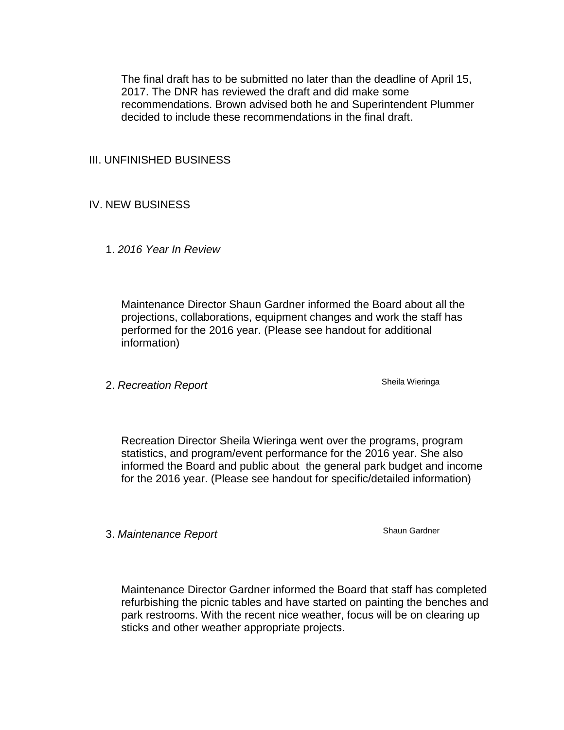The final draft has to be submitted no later than the deadline of April 15, 2017. The DNR has reviewed the draft and did make some recommendations. Brown advised both he and Superintendent Plummer decided to include these recommendations in the final draft.

## III. UNFINISHED BUSINESS

## IV. NEW BUSINESS

1. *2016 Year In Review*

Maintenance Director Shaun Gardner informed the Board about all the projections, collaborations, equipment changes and work the staff has performed for the 2016 year. (Please see handout for additional information)

2. *Recreation Report* — Sheila Wieringa

Recreation Director Sheila Wieringa went over the programs, program statistics, and program/event performance for the 2016 year. She also informed the Board and public about the general park budget and income for the 2016 year. (Please see handout for specific/detailed information)

3. *Maintenance Report* — Shaun Gardner

Maintenance Director Gardner informed the Board that staff has completed refurbishing the picnic tables and have started on painting the benches and park restrooms. With the recent nice weather, focus will be on clearing up sticks and other weather appropriate projects.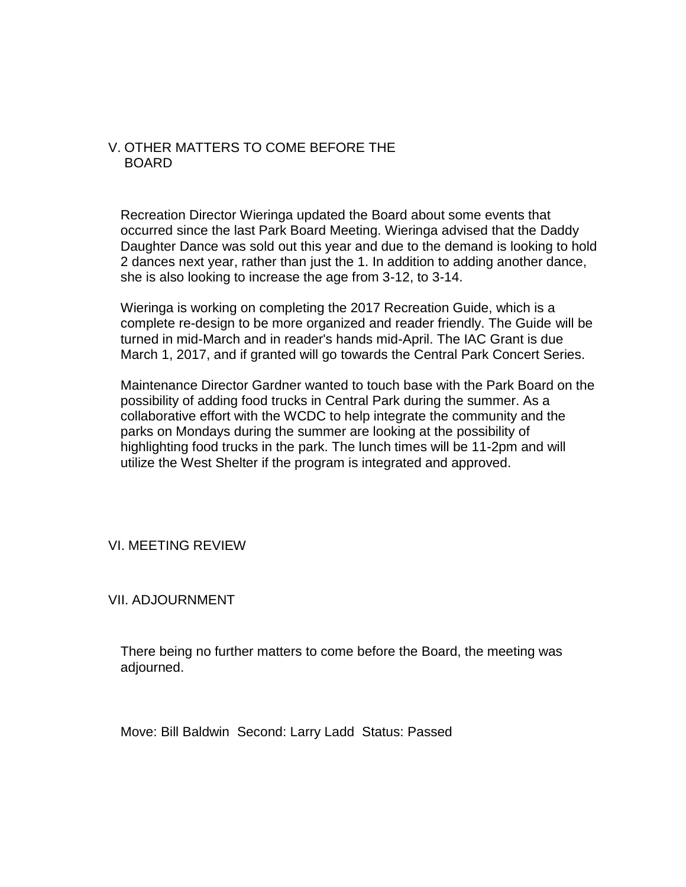## V. OTHER MATTERS TO COME BEFORE THE BOARD

Recreation Director Wieringa updated the Board about some events that occurred since the last Park Board Meeting. Wieringa advised that the Daddy Daughter Dance was sold out this year and due to the demand is looking to hold 2 dances next year, rather than just the 1. In addition to adding another dance, she is also looking to increase the age from 3-12, to 3-14.

Wieringa is working on completing the 2017 Recreation Guide, which is a complete re-design to be more organized and reader friendly. The Guide will be turned in mid-March and in reader's hands mid-April. The IAC Grant is due March 1, 2017, and if granted will go towards the Central Park Concert Series.

Maintenance Director Gardner wanted to touch base with the Park Board on the possibility of adding food trucks in Central Park during the summer. As a collaborative effort with the WCDC to help integrate the community and the parks on Mondays during the summer are looking at the possibility of highlighting food trucks in the park. The lunch times will be 11-2pm and will utilize the West Shelter if the program is integrated and approved.

## VI. MEETING REVIEW

## VII. ADJOURNMENT

There being no further matters to come before the Board, the meeting was adjourned.

Move: Bill Baldwin Second: Larry Ladd Status: Passed